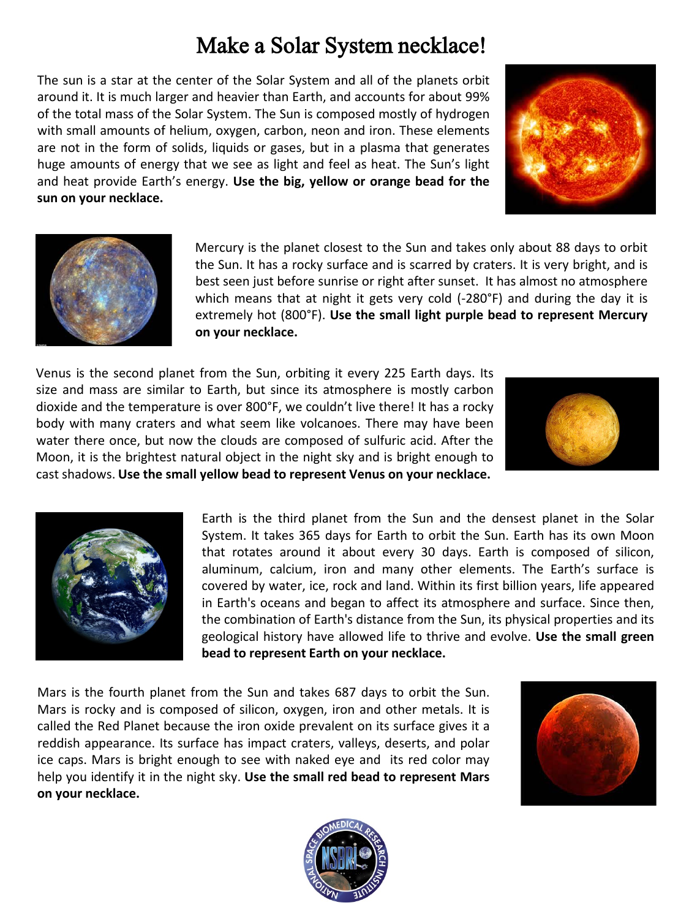# Make a Solar System necklace!

The sun is a star at the center of the Solar System and all of the planets orbit around it. It is much larger and heavier than Earth, and accounts for about 99% of the total mass of the Solar System. The Sun is composed mostly of hydrogen with small amounts of helium, oxygen, carbon, neon and iron. These elements are not in the form of solids, liquids or gases, but in a plasma that generates huge amounts of energy that we see as light and feel as heat. The Sun's light and heat provide Earth's energy. **Use the big, yellow or orange bead for the sun on your necklace.**

Mercury is the planet closest to the Sun and takes only about 88 days to orbit the Sun. It has a rocky surface and is scarred by craters. It is very bright, and is best seen just before sunrise or right after sunset. It has almost no atmosphere which means that at night it gets very cold (-280°F) and during the day it is extremely hot (800°F). **Use the small light purple bead to represent Mercury on your necklace.**

Venus is the second planet from the Sun, orbiting it every 225 Earth days. Its size and mass are similar to Earth, but since its atmosphere is mostly carbon dioxide and the temperature is over 800°F, we couldn't live there! It has a rocky body with many craters and what seem like volcanoes. There may have been water there once, but now the clouds are composed of sulfuric acid. After the Moon, it is the brightest natural object in the night sky and is bright enough to cast shadows. **Use the small yellow bead to represent Venus on your necklace.**

Earth is the third planet from the Sun and the densest planet in the Solar System. It takes 365 days for Earth to orbit the Sun. Earth has its own Moon that rotates around it about every 30 days. Earth is composed of silicon, aluminum, calcium, iron and many other elements. The Earth's surface is covered by water, ice, rock and land. Within its first billion years, life appeared in Earth's oceans and began to affect its atmosphere and surface. Since then, the combination of Earth's distance from the Sun, its physical properties and its geological history have allowed life to thrive and evolve. **Use the small green bead to represent Earth on your necklace.**

Mars is the fourth planet from the Sun and takes 687 days to orbit the Sun. Mars is rocky and is composed of silicon, oxygen, iron and other metals. It is called the Red Planet because the iron oxide prevalent on its surface gives it a reddish appearance. Its surface has impact craters, valleys, deserts, and polar ice caps. Mars is bright enough to see with naked eye and its red color may help you identify it in the night sky. **Use the small red bead to represent Mars on your necklace.**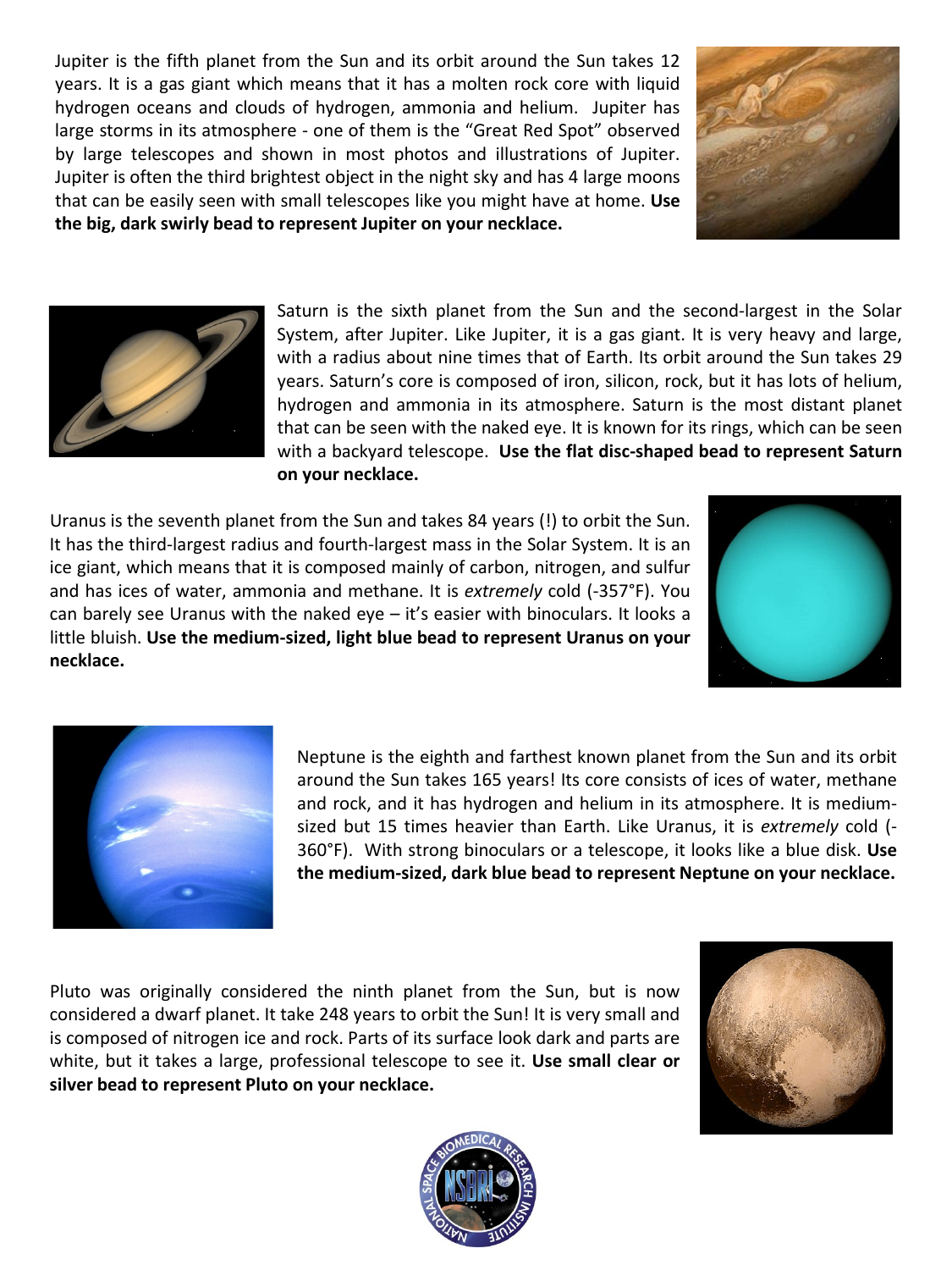Jupiter is the fifth planet from the Sun and its orbit around the Sun takes 12 years. It is a gas giant which means that it has a molten rock core with liquid hydrogen oceans and clouds of hydrogen, ammonia and helium. Jupiter has large storms in its atmosphere - one of them is the "Great Red Spot" observed by large telescopes and shown in most photos and illustrations of Jupiter. Jupiter is often the third brightest object in the night sky and has 4 large moons that can be easily seen with small telescopes like you might have at home. **Use the big, dark swirly bead to represent Jupiter on your necklace.**

Saturn is the sixth planet from the Sun and the second-largest in the Solar System, after Jupiter. Like Jupiter, it is a gas giant. It is very heavy and large, with a radius about nine times that of Earth. Its orbit around the Sun takes 29 years. Saturn's core is composed of iron, silicon, rock, but it has lots of helium, hydrogen and ammonia in its atmosphere. Saturn is the most distant planet that can be seen with the naked eye. It is known for its rings, which can be seen with a backyard telescope. **Use the flat disc-shaped bead to represent Saturn on your necklace.**

Uranus is the seventh planet from the Sun and takes 84 years (!) to orbit the Sun. It has the third-largest radius and fourth-largest mass in the Solar System. It is an ice giant, which means that it is composed mainly of carbon, nitrogen, and sulfur and has ices of water, ammonia and methane. It is *extremely* cold (-357°F). You can barely see Uranus with the naked eye – it's easier with binoculars. It looks a little bluish. **Use the medium-sized, light blue bead to represent Uranus on your necklace.**

Neptune is the eighth and farthest known planet from the Sun and its orbit around the Sun takes 165 years! Its core consists of ices of water, methane and rock, and it has hydrogen and helium in its atmosphere. It is medium-sized but 15 times heavier than Earth. Like Uranus, it is *extremely* cold (-360°F). With strong binoculars or a telescope, it looks like a blue disk. **Use the medium-sized, dark blue bead to represent Neptune on your necklace.**

Pluto was originally considered the ninth planet from the Sun, but is now considered a dwarf planet. It take 248 years to orbit the Sun! It is very small and is composed of nitrogen ice and rock. Parts of its surface look dark and parts are white, but it takes a large, professional telescope to see it. **Use small clear or silver bead to represent Pluto on your necklace.**